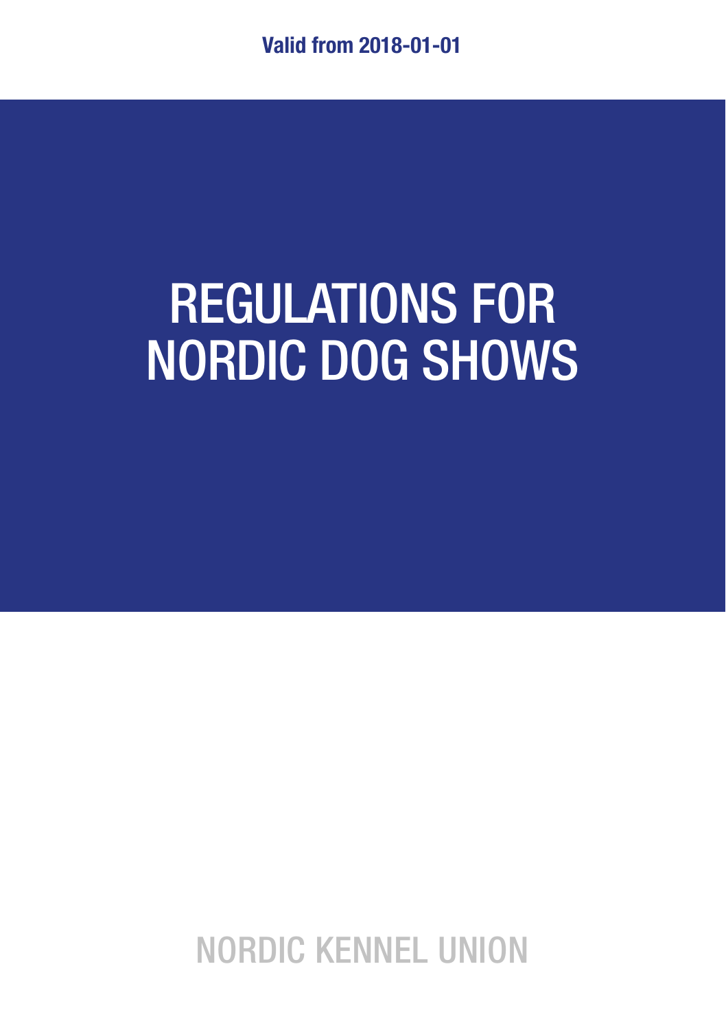**Valid from 2018-01-01**

# REGULATIONS FOR NORDIC DOG SHOWS

NORDIC KENNEL UNION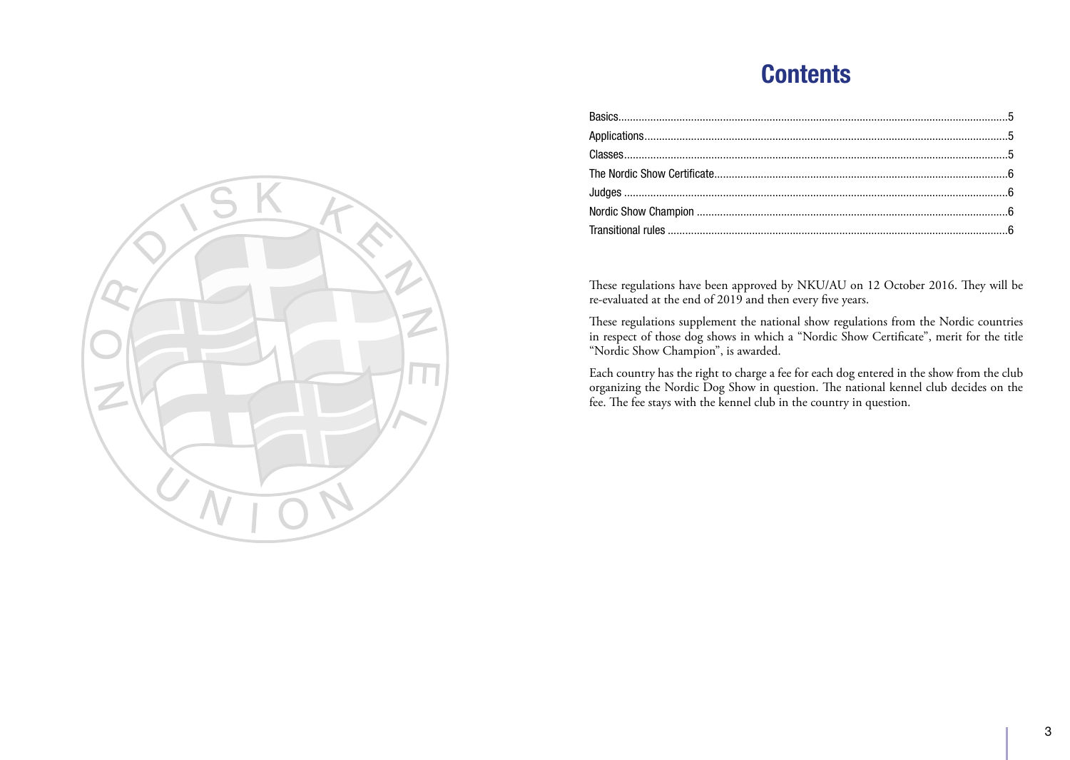# Contents

| | |
|---|---|
| Basics | 5 |
| Applications | 5 |
| Classes | 5 |
| The Nordic Show Certificate | 6 |
| Judges | 6 |
| Nordic Show Champion | 6 |
| Transitional rules | 6 |

These regulations have been approved by NKU/AU on 12 October 2016. They will be re-evaluated at the end of 2019 and then every five years.

These regulations supplement the national show regulations from the Nordic countries in respect of those dog shows in which a "Nordic Show Certificate", merit for the title "Nordic Show Champion", is awarded.

Each country has the right to charge a fee for each dog entered in the show from the club organizing the Nordic Dog Show in question. The national kennel club decides on the fee. The fee stays with the kennel club in the country in question.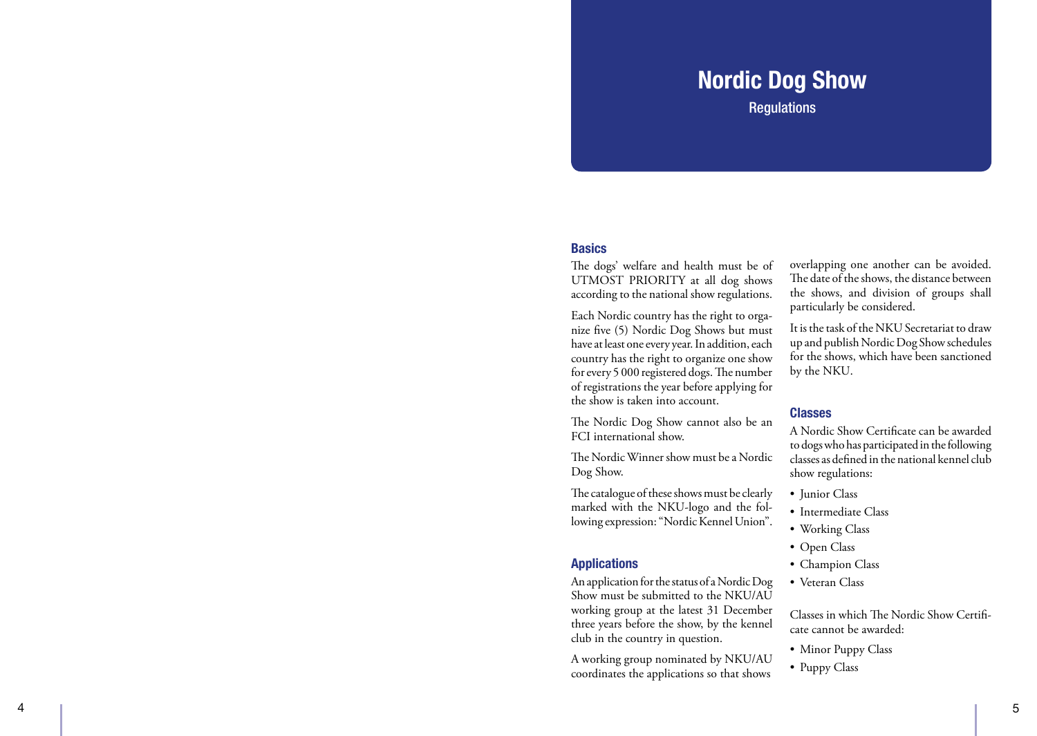# Nordic Dog Show

Regulations

## Basics

The dogs' welfare and health must be of UTMOST PRIORITY at all dog shows according to the national show regulations.

Each Nordic country has the right to organize five (5) Nordic Dog Shows but must have at least one every year. In addition, each country has the right to organize one show for every 5 000 registered dogs. The number of registrations the year before applying for the show is taken into account.

The Nordic Dog Show cannot also be an FCI international show.

The Nordic Winner show must be a Nordic Dog Show.

The catalogue of these shows must be clearly marked with the NKU-logo and the following expression: "Nordic Kennel Union".

## Applications

An application for the status of a Nordic Dog Show must be submitted to the NKU/AU working group at the latest 31 December three years before the show, by the kennel club in the country in question.

A working group nominated by NKU/AU coordinates the applications so that shows overlapping one another can be avoided. The date of the shows, the distance between the shows, and division of groups shall particularly be considered.

It is the task of the NKU Secretariat to draw up and publish Nordic Dog Show schedules for the shows, which have been sanctioned by the NKU.

## Classes

A Nordic Show Certificate can be awarded to dogs who has participated in the following classes as defined in the national kennel club show regulations:

- Junior Class
- Intermediate Class
- Working Class
- Open Class
- Champion Class
- Veteran Class

Classes in which The Nordic Show Certificate cannot be awarded:

- Minor Puppy Class
- Puppy Class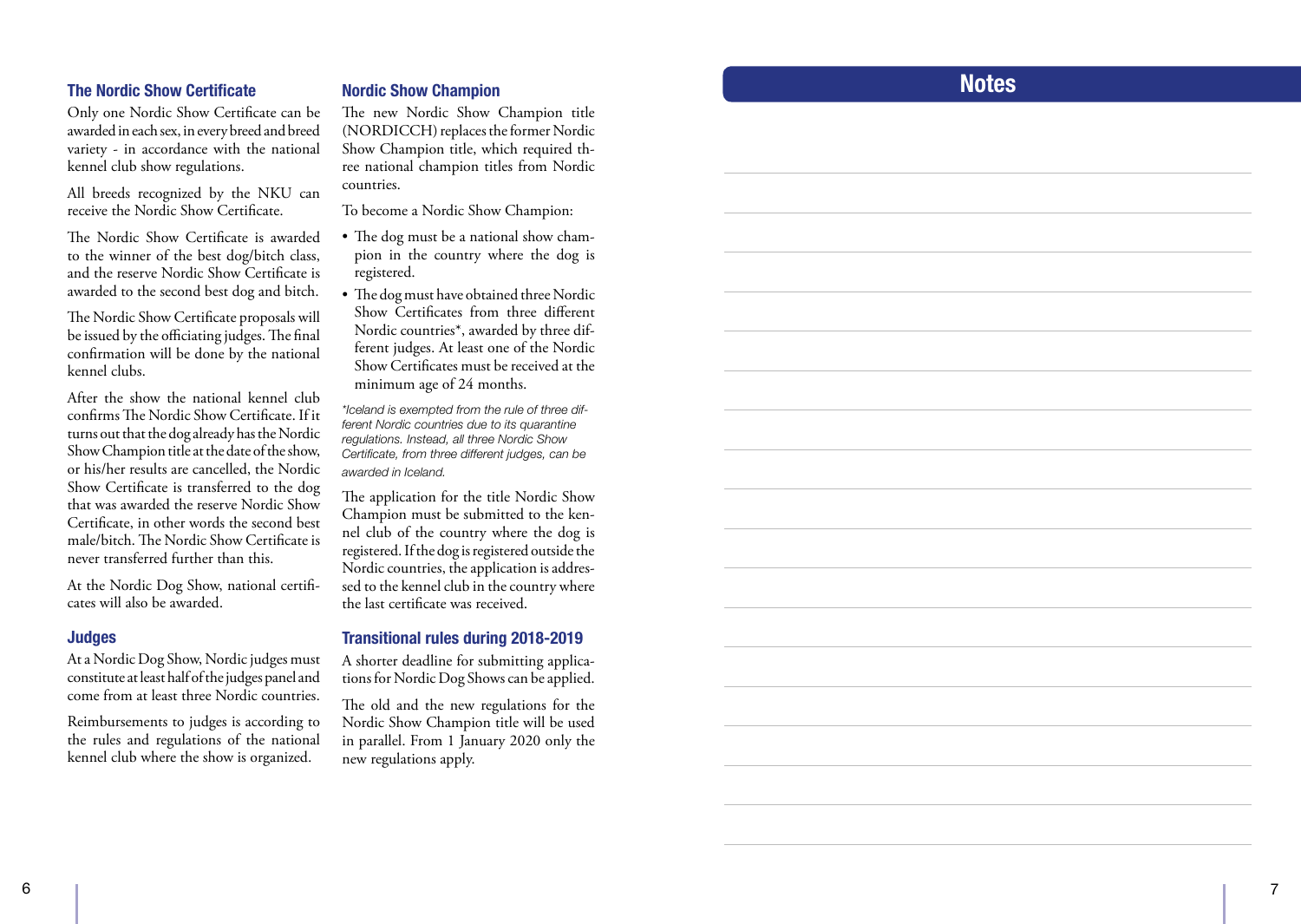## The Nordic Show Certificate

Only one Nordic Show Certificate can be awarded in each sex, in every breed and breed variety - in accordance with the national kennel club show regulations.

All breeds recognized by the NKU can receive the Nordic Show Certificate.

The Nordic Show Certificate is awarded to the winner of the best dog/bitch class, and the reserve Nordic Show Certificate is awarded to the second best dog and bitch.

The Nordic Show Certificate proposals will be issued by the officiating judges. The final confirmation will be done by the national kennel clubs.

After the show the national kennel club confirms The Nordic Show Certificate. If it turns out that the dog already has the Nordic Show Champion title at the date of the show, or his/her results are cancelled, the Nordic Show Certificate is transferred to the dog that was awarded the reserve Nordic Show Certificate, in other words the second best male/bitch. The Nordic Show Certificate is never transferred further than this.

At the Nordic Dog Show, national certificates will also be awarded.

## Judges

At a Nordic Dog Show, Nordic judges must constitute at least half of the judges panel and come from at least three Nordic countries.

Reimbursements to judges is according to the rules and regulations of the national kennel club where the show is organized.

## Nordic Show Champion

The new Nordic Show Champion title (NORDICCH) replaces the former Nordic Show Champion title, which required three national champion titles from Nordic countries.

To become a Nordic Show Champion:

- The dog must be a national show champion in the country where the dog is registered.
- The dog must have obtained three Nordic Show Certificates from three different Nordic countries*, awarded by three different judges. At least one of the Nordic Show Certificates must be received at the minimum age of 24 months.

*\*Iceland is exempted from the rule of three different Nordic countries due to its quarantine regulations. Instead, all three Nordic Show Certificate, from three different judges, can be awarded in Iceland.*

The application for the title Nordic Show Champion must be submitted to the kennel club of the country where the dog is registered. If the dog is registered outside the Nordic countries, the application is addressed to the kennel club in the country where the last certificate was received.

## Transitional rules during 2018-2019

A shorter deadline for submitting applications for Nordic Dog Shows can be applied.

The old and the new regulations for the Nordic Show Champion title will be used in parallel. From 1 January 2020 only the new regulations apply.

## Notes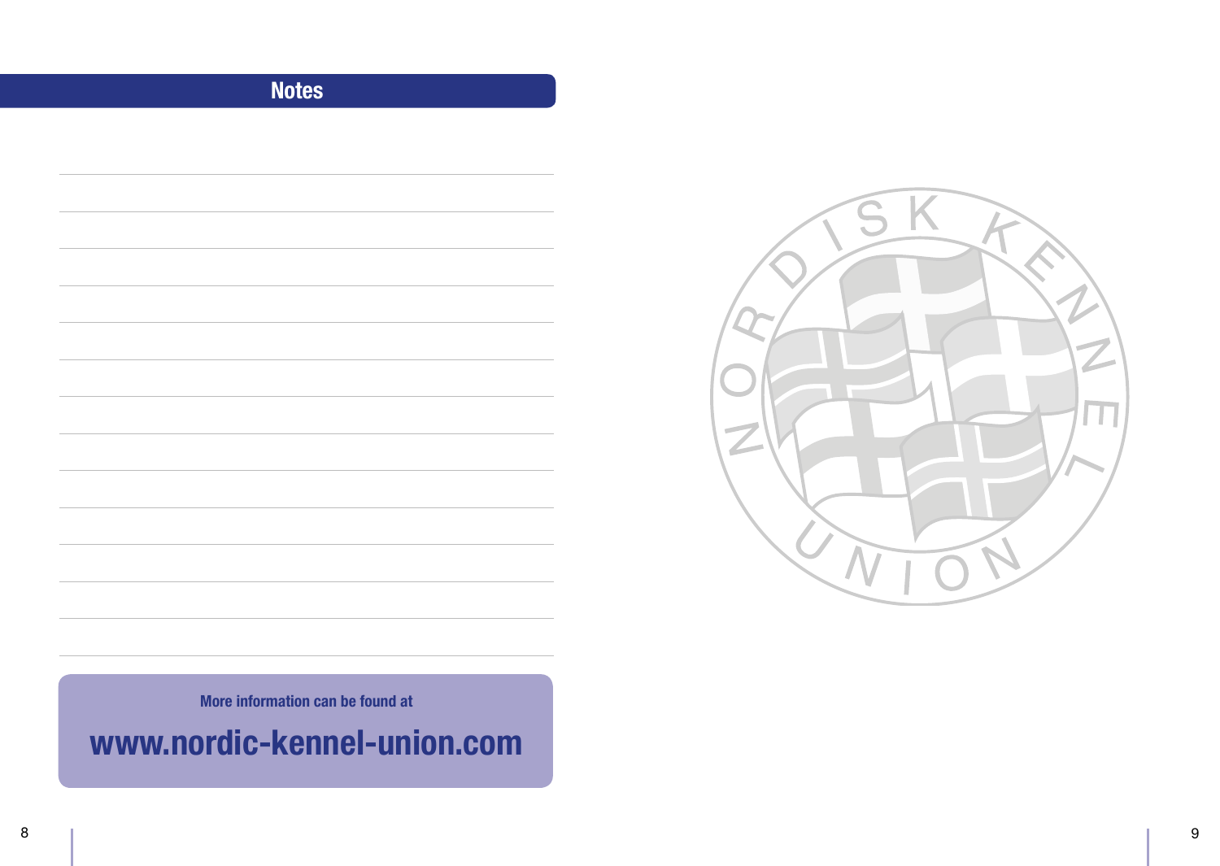## Notes

More information can be found at

**www.nordic-kennel-union.com**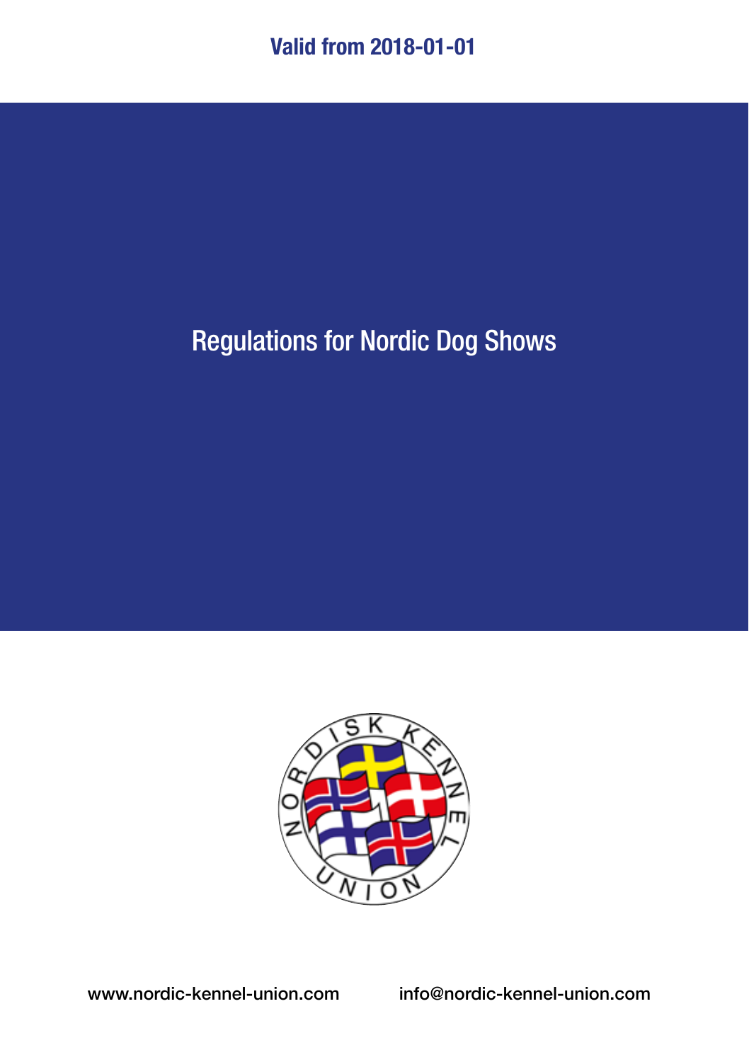Valid from 2018-01-01

# Regulations for Nordic Dog Shows

NORDISK KENNEL UNION

www.nordic-kennel-union.com

info@nordic-kennel-union.com